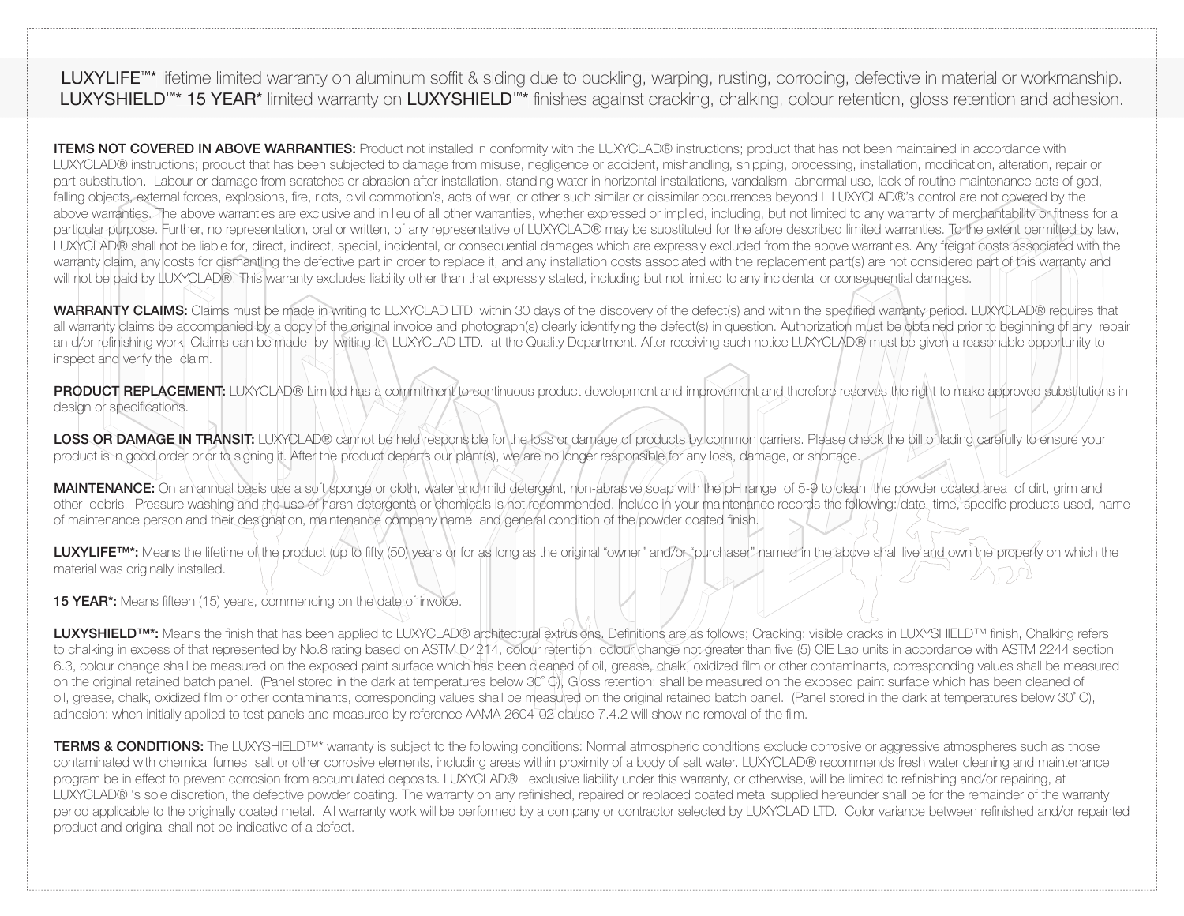LUXYLIFE™* lifetime limited warranty on aluminum soffit & siding due to buckling, warping, rusting, corroding, defective in material or workmanship.
LUXYSHIELD™* 15 YEAR* limited warranty on LUXYSHIELD™* finishes against cracking, chalking, colour retention, gloss retention and adhesion.

**ITEMS NOT COVERED IN ABOVE WARRANTIES:** Product not installed in conformity with the LUXYCLAD® instructions; product that has not been maintained in accordance with LUXYCLAD® instructions; product that has been subjected to damage from misuse, negligence or accident, mishandling, shipping, processing, installation, modification, alteration, repair or part substitution. Labour or damage from scratches or abrasion after installation, standing water in horizontal installations, vandalism, abnormal use, lack of routine maintenance acts of god, falling objects, external forces, explosions, fire, riots, civil commotion's, acts of war, or other such similar or dissimilar occurrences beyond L LUXYCLAD®'s control are not covered by the above warranties. The above warranties are exclusive and in lieu of all other warranties, whether expressed or implied, including, but not limited to any warranty of merchantability or fitness for a particular purpose. Further, no representation, oral or written, of any representative of LUXYCLAD® may be substituted for the afore described limited warranties. To the extent permitted by law, LUXYCLAD® shall not be liable for, direct, indirect, special, incidental, or consequential damages which are expressly excluded from the above warranties. Any freight costs associated with the warranty claim, any costs for dismantling the defective part in order to replace it, and any installation costs associated with the replacement part(s) are not considered part of this warranty and will not be paid by LUXYCLAD®. This warranty excludes liability other than that expressly stated, including but not limited to any incidental or consequential damages.

**WARRANTY CLAIMS:** Claims must be made in writing to LUXYCLAD LTD. within 30 days of the discovery of the defect(s) and within the specified warranty period. LUXYCLAD® requires that all warranty claims be accompanied by a copy of the original invoice and photograph(s) clearly identifying the defect(s) in question. Authorization must be obtained prior to beginning of any repair an d/or refinishing work. Claims can be made by writing to LUXYCLAD LTD. at the Quality Department. After receiving such notice LUXYCLAD® must be given a reasonable opportunity to inspect and verify the claim.

**PRODUCT REPLACEMENT:** LUXYCLAD® Limited has a commitment to continuous product development and improvement and therefore reserves the right to make approved substitutions in design or specifications.

**LOSS OR DAMAGE IN TRANSIT:** LUXYCLAD® cannot be held responsible for the loss or damage of products by common carriers. Please check the bill of lading carefully to ensure your product is in good order prior to signing it. After the product departs our plant(s), we are no longer responsible for any loss, damage, or shortage.

**MAINTENANCE:** On an annual basis use a soft sponge or cloth, water and mild detergent, non-abrasive soap with the pH range of 5-9 to clean the powder coated area of dirt, grim and other debris. Pressure washing and the use of harsh detergents or chemicals is not recommended. Include in your maintenance records the following: date, time, specific products used, name of maintenance person and their designation, maintenance company name and general condition of the powder coated finish.

**LUXYLIFE™*:** Means the lifetime of the product (up to fifty (50) years or for as long as the original "owner" and/or "purchaser" named in the above shall live and own the property on which the material was originally installed.

**15 YEAR*:** Means fifteen (15) years, commencing on the date of invoice.

**LUXYSHIELD™*:** Means the finish that has been applied to LUXYCLAD® architectural extrusions. Definitions are as follows; Cracking: visible cracks in LUXYSHIELD™ finish, Chalking refers to chalking in excess of that represented by No.8 rating based on ASTM D4214, colour retention: colour change not greater than five (5) CIE Lab units in accordance with ASTM 2244 section 6.3, colour change shall be measured on the exposed paint surface which has been cleaned of oil, grease, chalk, oxidized film or other contaminants, corresponding values shall be measured on the original retained batch panel. (Panel stored in the dark at temperatures below 30˚ C), Gloss retention: shall be measured on the exposed paint surface which has been cleaned of oil, grease, chalk, oxidized film or other contaminants, corresponding values shall be measured on the original retained batch panel. (Panel stored in the dark at temperatures below 30˚ C), adhesion: when initially applied to test panels and measured by reference AAMA 2604-02 clause 7.4.2 will show no removal of the film.

**TERMS & CONDITIONS:** The LUXYSHIELD™* warranty is subject to the following conditions: Normal atmospheric conditions exclude corrosive or aggressive atmospheres such as those contaminated with chemical fumes, salt or other corrosive elements, including areas within proximity of a body of salt water. LUXYCLAD® recommends fresh water cleaning and maintenance program be in effect to prevent corrosion from accumulated deposits. LUXYCLAD® exclusive liability under this warranty, or otherwise, will be limited to refinishing and/or repairing, at LUXYCLAD® 's sole discretion, the defective powder coating. The warranty on any refinished, repaired or replaced coated metal supplied hereunder shall be for the remainder of the warranty period applicable to the originally coated metal. All warranty work will be performed by a company or contractor selected by LUXYCLAD LTD. Color variance between refinished and/or repainted product and original shall not be indicative of a defect.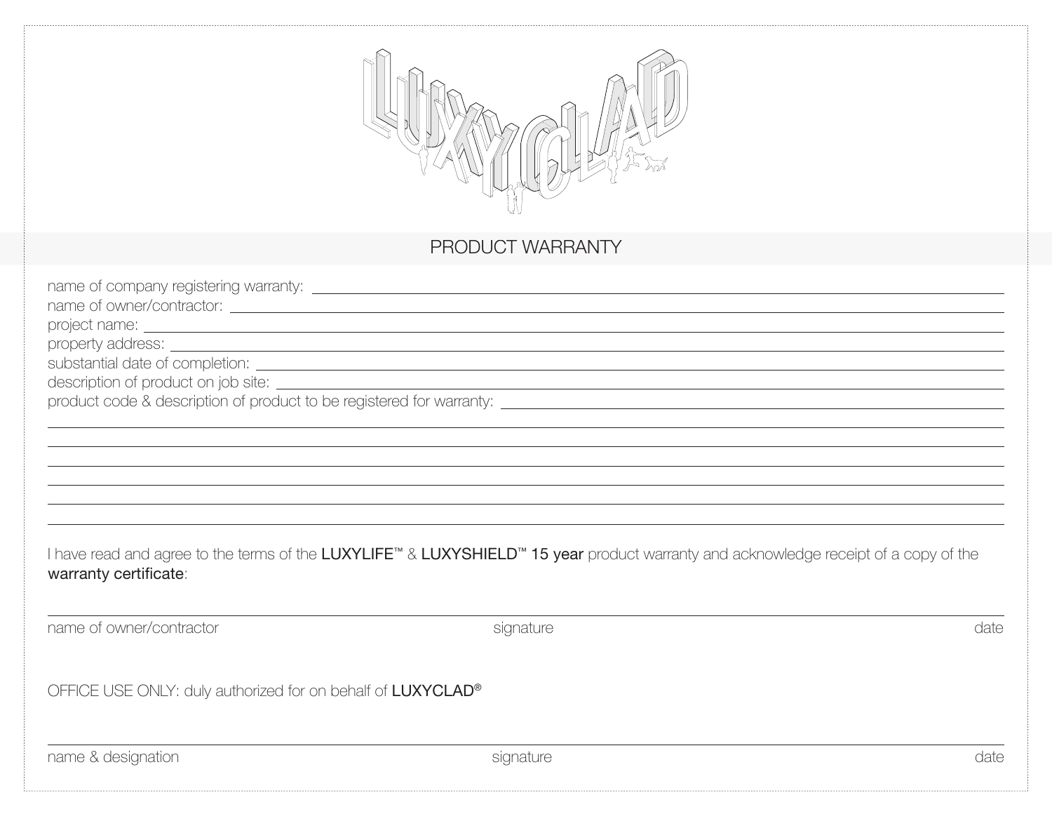## PRODUCT WARRANTY

name of company registering warranty: ______________________________

name of owner/contractor: ______________________________

project name: ______________________________

property address: ______________________________

substantial date of completion: ______________________________

description of product on job site: ______________________________

product code & description of product to be registered for warranty: ______________________________

______________________________

______________________________

______________________________

______________________________

______________________________

______________________________

I have read and agree to the terms of the **LUXYLIFE™** & **LUXYSHIELD™ 15 year** product warranty and acknowledge receipt of a copy of the **warranty certificate**:

______________________________

name of owner/contractor | signature | date

OFFICE USE ONLY: duly authorized for on behalf of **LUXYCLAD®**

______________________________

name & designation | signature | date